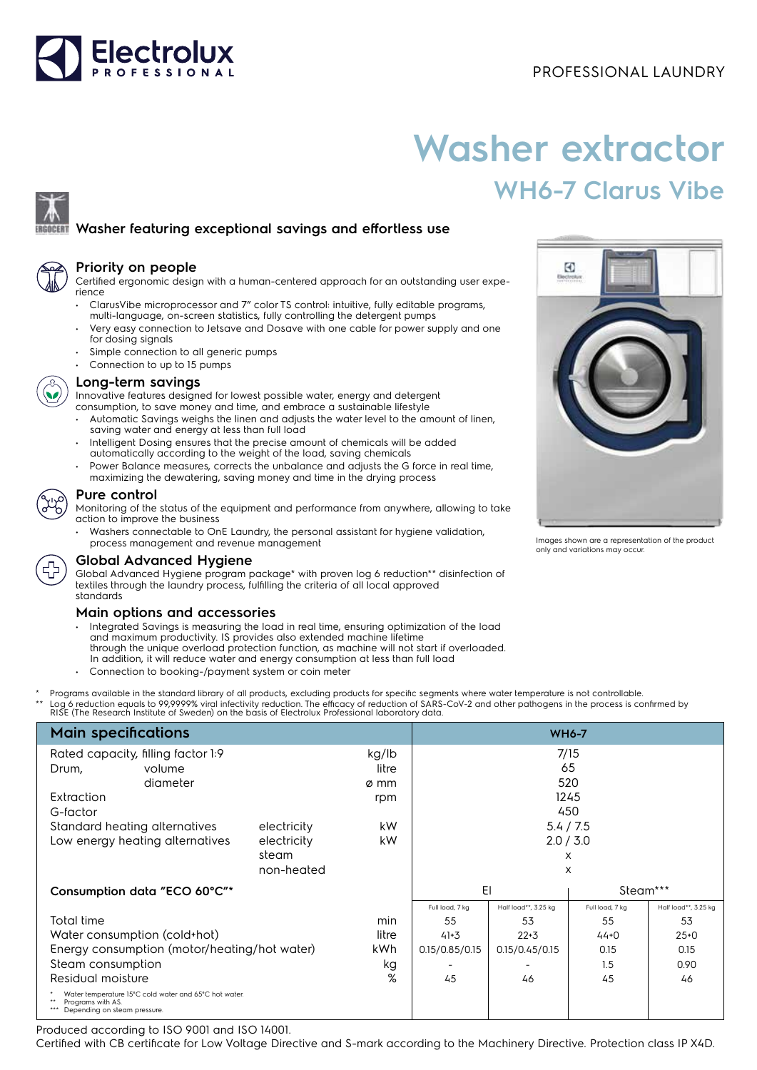PROFESSIONAL LAUNDRY

# Washer extractor

## WH6-7 Clarus Vibe

### Washer featuring exceptional savings and effortless use

### Priority on people

Certified ergonomic design with a human-centered approach for an outstanding user experience

- ClarusVibe microprocessor and 7" color TS control: intuitive, fully editable programs, multi-language, on-screen statistics, fully controlling the detergent pumps
- Very easy connection to Jetsave and Dosave with one cable for power supply and one for dosing signals
- Simple connection to all generic pumps
- Connection to up to 15 pumps

### Long-term savings

Innovative features designed for lowest possible water, energy and detergent consumption, to save money and time, and embrace a sustainable lifestyle

- Automatic Savings weighs the linen and adjusts the water level to the amount of linen, saving water and energy at less than full load
- Intelligent Dosing ensures that the precise amount of chemicals will be added automatically according to the weight of the load, saving chemicals
- Power Balance measures, corrects the unbalance and adjusts the G force in real time, maximizing the dewatering, saving money and time in the drying process

### Pure control

Monitoring of the status of the equipment and performance from anywhere, allowing to take action to improve the business

- Washers connectable to OnE Laundry, the personal assistant for hygiene validation, process management and revenue management

### Global Advanced Hygiene

Global Advanced Hygiene program package* with proven log 6 reduction** disinfection of textiles through the laundry process, fulfilling the criteria of all local approved standards

### Main options and accessories

- Integrated Savings is measuring the load in real time, ensuring optimization of the load and maximum productivity. IS provides also extended machine lifetime through the unique overload protection function, as machine will not start if overloaded. In addition, it will reduce water and energy consumption at less than full load
- Connection to booking-/payment system or coin meter

Images shown are a representation of the product only and variations may occur.

\* Programs available in the standard library of all products, excluding products for specific segments where water temperature is not controllable.
\** Log 6 reduction equals to 99,9999% viral infectivity reduction. The efficacy of reduction of SARS-CoV-2 and other pathogens in the process is confirmed by RISE (The Research Institute of Sweden) on the basis of Electrolux Professional laboratory data.

| Main specifications | | | WH6-7 | | | |
|---|---|---|---|---|---|---|
| Rated capacity, filling factor 1:9 | | kg/lb | 7/15 | | | |
| Drum, volume | | litre | 65 | | | |
| diameter | | ø mm | 520 | | | |
| Extraction | | rpm | 1245 | | | |
| G-factor | | | 450 | | | |
| Standard heating alternatives | electricity | kW | 5.4 / 7.5 | | | |
| Low energy heating alternatives | electricity | kW | 2.0 / 3.0 | | | |
| | steam | | x | | | |
| | non-heated | | x | | | |
| **Consumption data "ECO 60°C"*** | | | El | | Steam*** | |
| | | | Full load, 7 kg | Half load**, 3.25 kg | Full load, 7 kg | Half load**, 3.25 kg |
| Total time | | min | 55 | 53 | 55 | 53 |
| Water consumption (cold+hot) | | litre | 41+3 | 22+3 | 44+0 | 25+0 |
| Energy consumption (motor/heating/hot water) | | kWh | 0.15/0.85/0.15 | 0.15/0.45/0.15 | 0.15 | 0.15 |
| Steam consumption | | kg | - | - | 1.5 | 0.90 |
| Residual moisture | | % | 45 | 46 | 45 | 46 |

\* Water temperature 15°C cold water and 65°C hot water.
\** Programs with AS.
\*** Depending on steam pressure.

Produced according to ISO 9001 and ISO 14001.
Certified with CB certificate for Low Voltage Directive and S-mark according to the Machinery Directive. Protection class IP X4D.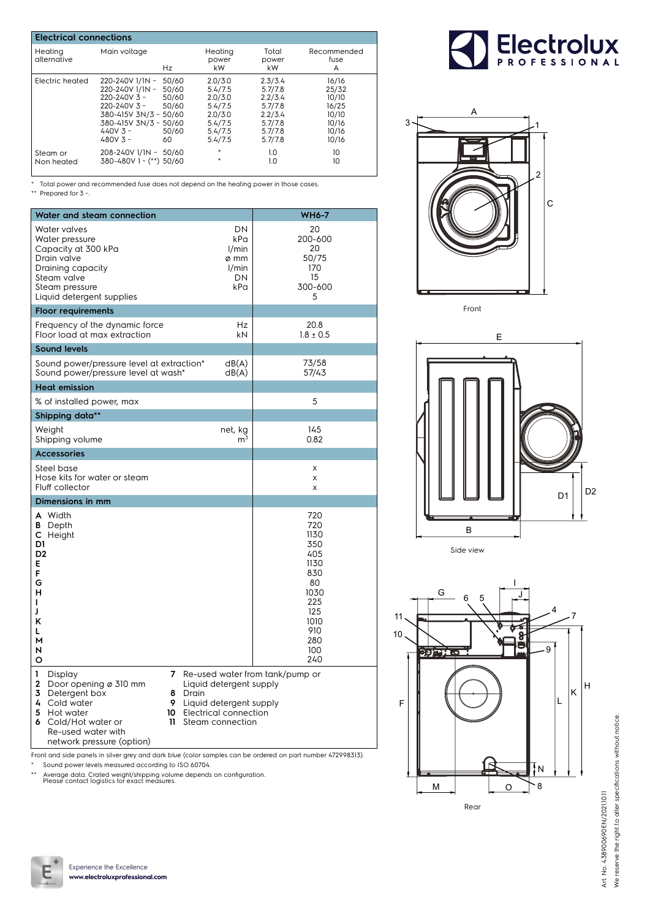## Electrical connections

| Heating alternative | Main voltage | Hz | Heating power kW | Total power kW | Recommended fuse A |
|---|---|---|---|---|---|
| Electric heated | 220-240V 1/1N ~ | 50/60 | 2.0/3.0 | 2.3/3.4 | 16/16 |
| | 220-240V 1/1N ~ | 50/60 | 5.4/7.5 | 5.7/7.8 | 25/32 |
| | 220-240V 3 ~ | 50/60 | 2.0/3.0 | 2.2/3.4 | 10/10 |
| | 220-240V 3 ~ | 50/60 | 5.4/7.5 | 5.7/7.8 | 16/25 |
| | 380-415V 3N/3 ~ | 50/60 | 2.0/3.0 | 2.2/3.4 | 10/10 |
| | 380-415V 3N/3 ~ | 50/60 | 5.4/7.5 | 5.7/7.8 | 10/16 |
| | 440V 3 ~ | 50/60 | 5.4/7.5 | 5.7/7.8 | 10/16 |
| | 480V 3 ~ | 60 | 5.4/7.5 | 5.7/7.8 | 10/16 |
| Steam or Non heated | 208-240V 1/1N ~ | 50/60 | * | 1.0 | 10 |
| | 380-480V 1 ~ (**) | 50/60 | * | 1.0 | 10 |

\* Total power and recommended fuse does not depend on the heating power in those cases.
\*\* Prepared for 3 ~.

| Water and steam connection | | WH6-7 |
|---|---|---|
| Water valves | DN | 20 |
| Water pressure | kPa | 200-600 |
| Capacity at 300 kPa | l/min | 20 |
| Drain valve | ø mm | 50/75 |
| Draining capacity | l/min | 170 |
| Steam valve | DN | 15 |
| Steam pressure | kPa | 300-600 |
| Liquid detergent supplies | | 5 |
| **Floor requirements** | | |
| Frequency of the dynamic force | Hz | 20.8 |
| Floor load at max extraction | kN | 1.8 ± 0.5 |
| **Sound levels** | | |
| Sound power/pressure level at extraction* | dB(A) | 73/58 |
| Sound power/pressure level at wash* | dB(A) | 57/43 |
| **Heat emission** | | |
| % of installed power, max | | 5 |
| **Shipping data\*\*** | | |
| Weight | net, kg | 145 |
| Shipping volume | $m^3$ | 0.82 |
| **Accessories** | | |
| Steel base | | x |
| Hose kits for water or steam | | x |
| Fluff collector | | x |
| **Dimensions in mm** | | |
| **A** Width | | 720 |
| **B** Depth | | 720 |
| **C** Height | | 1130 |
| **D1** | | 350 |
| **D2** | | 405 |
| **E** | | 1130 |
| **F** | | 830 |
| **G** | | 80 |
| **H** | | 1030 |
| **I** | | 225 |
| **J** | | 125 |
| **K** | | 1010 |
| **L** | | 910 |
| **M** | | 280 |
| **N** | | 100 |
| **O** | | 240 |

1. Display
2. Door opening ø 310 mm
3. Detergent box
4. Cold water
5. Hot water
6. Cold/Hot water or Re-used water with network pressure (option)
7. Re-used water from tank/pump or Liquid detergent supply
8. Drain
9. Liquid detergent supply
10. Electrical connection
11. Steam connection

Front and side panels in silver grey and dark blue (color samples can be ordered on part number 472998313).

\* Sound power levels measured according to ISO 60704.

\*\* Average data. Crated weight/shipping volume depends on configuration. Please contact logistics for exact measures.

Front

Side view

Rear

Experience the Excellence
**www.electroluxprofessional.com**

Art. No. 438900690EN/20211011
We reserve the right to alter specifications without notice.